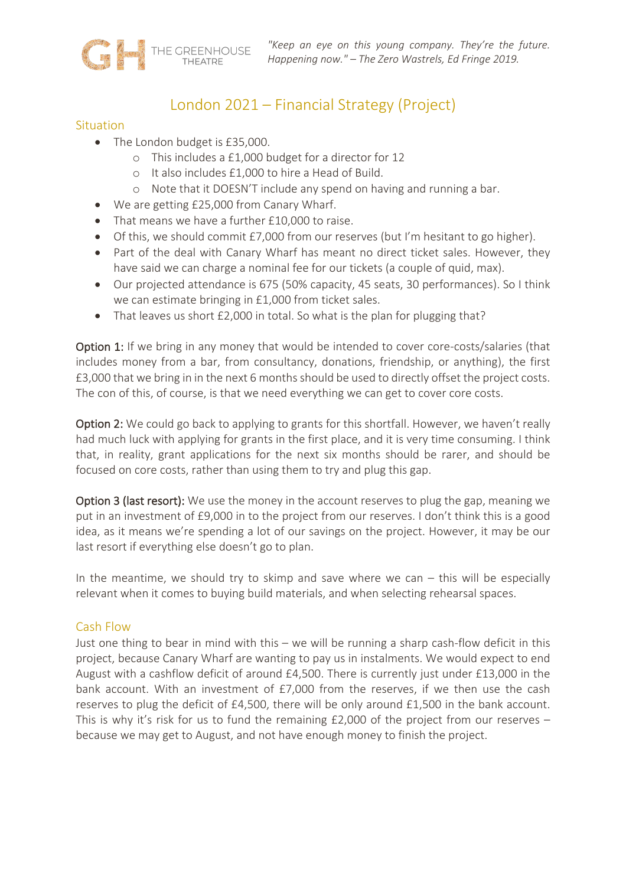THE GREENHOUSE THEATRE

*"Keep an eye on this young company. They're the future. Happening now." – The Zero Wastrels, Ed Fringe 2019.*

# London 2021 – Financial Strategy (Project)

## Situation

- The London budget is £35,000.
  - This includes a £1,000 budget for a director for 12
  - It also includes £1,000 to hire a Head of Build.
  - Note that it DOESN'T include any spend on having and running a bar.
- We are getting £25,000 from Canary Wharf.
- That means we have a further £10,000 to raise.
- Of this, we should commit £7,000 from our reserves (but I'm hesitant to go higher).
- Part of the deal with Canary Wharf has meant no direct ticket sales. However, they have said we can charge a nominal fee for our tickets (a couple of quid, max).
- Our projected attendance is 675 (50% capacity, 45 seats, 30 performances). So I think we can estimate bringing in £1,000 from ticket sales.
- That leaves us short £2,000 in total. So what is the plan for plugging that?

**Option 1:** If we bring in any money that would be intended to cover core-costs/salaries (that includes money from a bar, from consultancy, donations, friendship, or anything), the first £3,000 that we bring in in the next 6 months should be used to directly offset the project costs. The con of this, of course, is that we need everything we can get to cover core costs.

**Option 2:** We could go back to applying to grants for this shortfall. However, we haven't really had much luck with applying for grants in the first place, and it is very time consuming. I think that, in reality, grant applications for the next six months should be rarer, and should be focused on core costs, rather than using them to try and plug this gap.

**Option 3 (last resort):** We use the money in the account reserves to plug the gap, meaning we put in an investment of £9,000 in to the project from our reserves. I don't think this is a good idea, as it means we're spending a lot of our savings on the project. However, it may be our last resort if everything else doesn't go to plan.

In the meantime, we should try to skimp and save where we can – this will be especially relevant when it comes to buying build materials, and when selecting rehearsal spaces.

## Cash Flow

Just one thing to bear in mind with this – we will be running a sharp cash-flow deficit in this project, because Canary Wharf are wanting to pay us in instalments. We would expect to end August with a cashflow deficit of around £4,500. There is currently just under £13,000 in the bank account. With an investment of £7,000 from the reserves, if we then use the cash reserves to plug the deficit of £4,500, there will be only around £1,500 in the bank account. This is why it's risk for us to fund the remaining £2,000 of the project from our reserves – because we may get to August, and not have enough money to finish the project.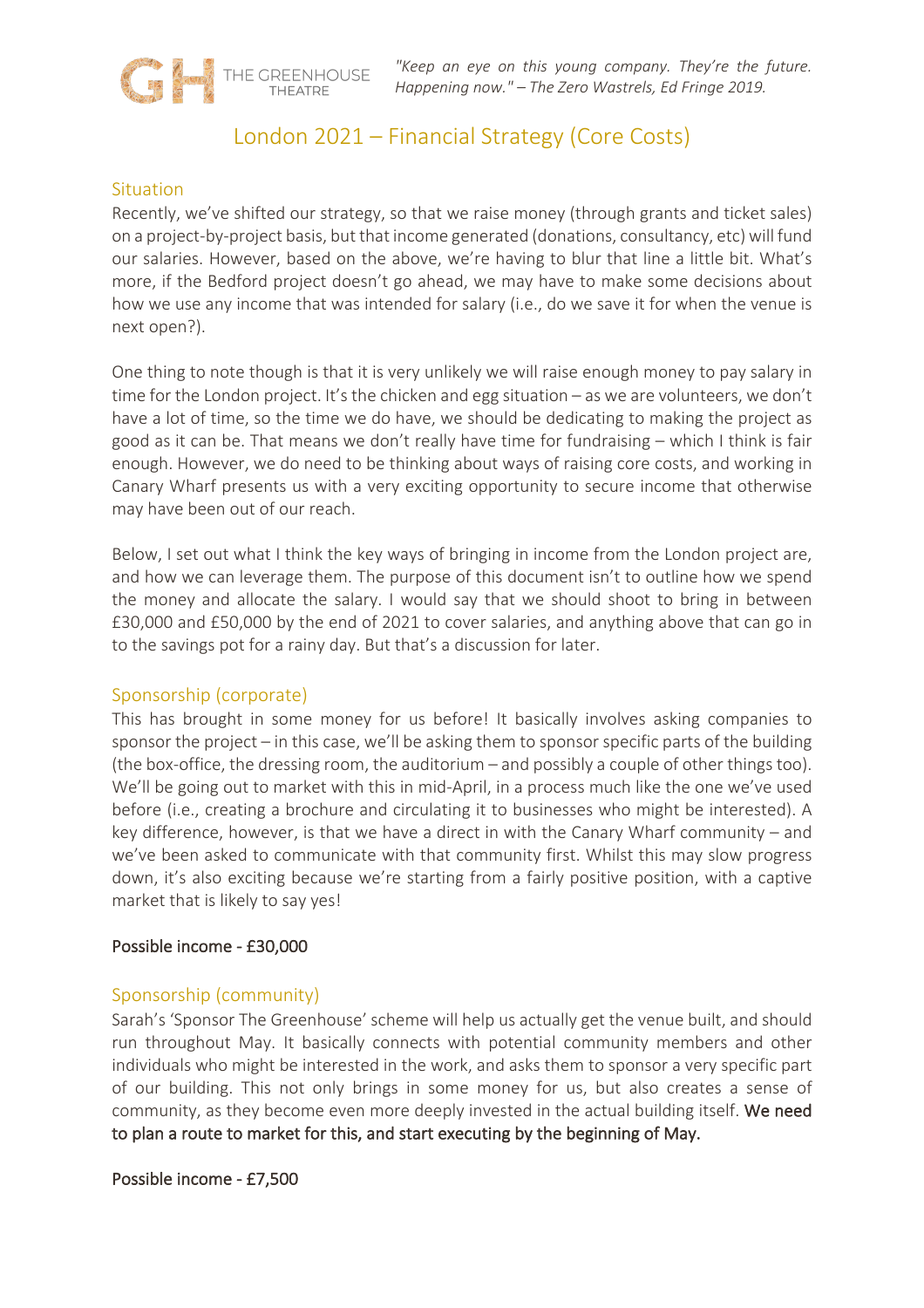*"Keep an eye on this young company. They're the future. Happening now." – The Zero Wastrels, Ed Fringe 2019.*

# London 2021 – Financial Strategy (Core Costs)

## Situation

Recently, we've shifted our strategy, so that we raise money (through grants and ticket sales) on a project-by-project basis, but that income generated (donations, consultancy, etc) will fund our salaries. However, based on the above, we're having to blur that line a little bit. What's more, if the Bedford project doesn't go ahead, we may have to make some decisions about how we use any income that was intended for salary (i.e., do we save it for when the venue is next open?).

One thing to note though is that it is very unlikely we will raise enough money to pay salary in time for the London project. It's the chicken and egg situation – as we are volunteers, we don't have a lot of time, so the time we do have, we should be dedicating to making the project as good as it can be. That means we don't really have time for fundraising – which I think is fair enough. However, we do need to be thinking about ways of raising core costs, and working in Canary Wharf presents us with a very exciting opportunity to secure income that otherwise may have been out of our reach.

Below, I set out what I think the key ways of bringing in income from the London project are, and how we can leverage them. The purpose of this document isn't to outline how we spend the money and allocate the salary. I would say that we should shoot to bring in between £30,000 and £50,000 by the end of 2021 to cover salaries, and anything above that can go in to the savings pot for a rainy day. But that's a discussion for later.

## Sponsorship (corporate)

This has brought in some money for us before! It basically involves asking companies to sponsor the project – in this case, we'll be asking them to sponsor specific parts of the building (the box-office, the dressing room, the auditorium – and possibly a couple of other things too). We'll be going out to market with this in mid-April, in a process much like the one we've used before (i.e., creating a brochure and circulating it to businesses who might be interested). A key difference, however, is that we have a direct in with the Canary Wharf community – and we've been asked to communicate with that community first. Whilst this may slow progress down, it's also exciting because we're starting from a fairly positive position, with a captive market that is likely to say yes!

**Possible income - £30,000**

## Sponsorship (community)

Sarah's 'Sponsor The Greenhouse' scheme will help us actually get the venue built, and should run throughout May. It basically connects with potential community members and other individuals who might be interested in the work, and asks them to sponsor a very specific part of our building. This not only brings in some money for us, but also creates a sense of community, as they become even more deeply invested in the actual building itself. **We need to plan a route to market for this, and start executing by the beginning of May.**

**Possible income - £7,500**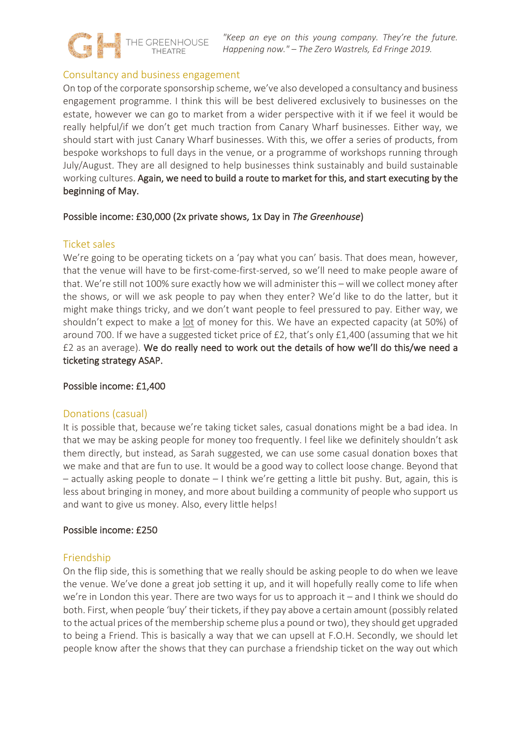## Consultancy and business engagement

On top of the corporate sponsorship scheme, we've also developed a consultancy and business engagement programme. I think this will be best delivered exclusively to businesses on the estate, however we can go to market from a wider perspective with it if we feel it would be really helpful/if we don't get much traction from Canary Wharf businesses. Either way, we should start with just Canary Wharf businesses. With this, we offer a series of products, from bespoke workshops to full days in the venue, or a programme of workshops running through July/August. They are all designed to help businesses think sustainably and build sustainable working cultures. **Again, we need to build a route to market for this, and start executing by the beginning of May.**

**Possible income: £30,000 (2x private shows, 1x Day in *The Greenhouse*)**

## Ticket sales

We're going to be operating tickets on a 'pay what you can' basis. That does mean, however, that the venue will have to be first-come-first-served, so we'll need to make people aware of that. We're still not 100% sure exactly how we will administer this – will we collect money after the shows, or will we ask people to pay when they enter? We'd like to do the latter, but it might make things tricky, and we don't want people to feel pressured to pay. Either way, we shouldn't expect to make a <u>lot</u> of money for this. We have an expected capacity (at 50%) of around 700. If we have a suggested ticket price of £2, that's only £1,400 (assuming that we hit £2 as an average). **We do really need to work out the details of how we'll do this/we need a ticketing strategy ASAP.**

**Possible income: £1,400**

## Donations (casual)

It is possible that, because we're taking ticket sales, casual donations might be a bad idea. In that we may be asking people for money too frequently. I feel like we definitely shouldn't ask them directly, but instead, as Sarah suggested, we can use some casual donation boxes that we make and that are fun to use. It would be a good way to collect loose change. Beyond that – actually asking people to donate – I think we're getting a little bit pushy. But, again, this is less about bringing in money, and more about building a community of people who support us and want to give us money. Also, every little helps!

**Possible income: £250**

## Friendship

On the flip side, this is something that we really should be asking people to do when we leave the venue. We've done a great job setting it up, and it will hopefully really come to life when we're in London this year. There are two ways for us to approach it – and I think we should do both. First, when people 'buy' their tickets, if they pay above a certain amount (possibly related to the actual prices of the membership scheme plus a pound or two), they should get upgraded to being a Friend. This is basically a way that we can upsell at F.O.H. Secondly, we should let people know after the shows that they can purchase a friendship ticket on the way out which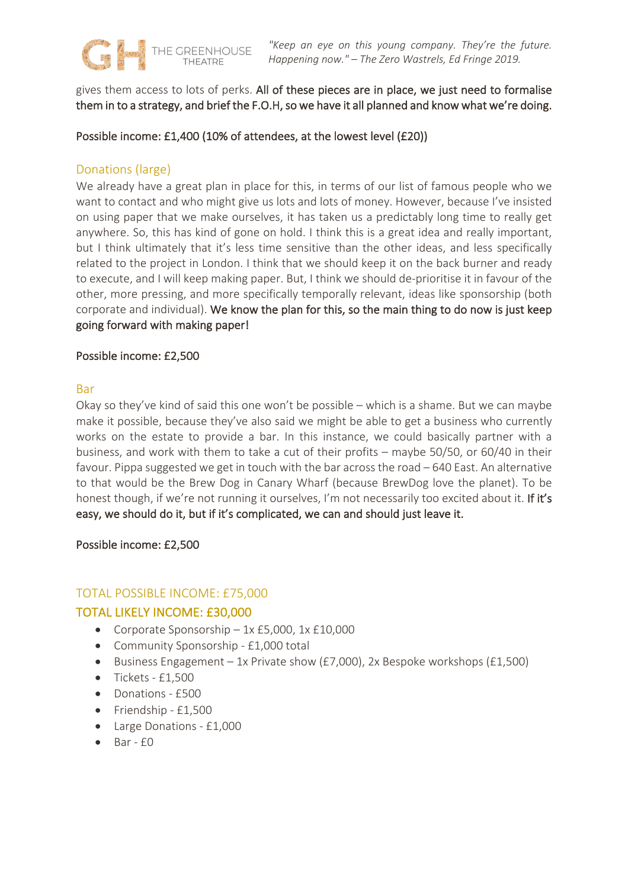gives them access to lots of perks. **All of these pieces are in place, we just need to formalise them in to a strategy, and brief the F.O.H, so we have it all planned and know what we're doing.**

**Possible income: £1,400 (10% of attendees, at the lowest level (£20))**

## Donations (large)

We already have a great plan in place for this, in terms of our list of famous people who we want to contact and who might give us lots and lots of money. However, because I've insisted on using paper that we make ourselves, it has taken us a predictably long time to really get anywhere. So, this has kind of gone on hold. I think this is a great idea and really important, but I think ultimately that it's less time sensitive than the other ideas, and less specifically related to the project in London. I think that we should keep it on the back burner and ready to execute, and I will keep making paper. But, I think we should de-prioritise it in favour of the other, more pressing, and more specifically temporally relevant, ideas like sponsorship (both corporate and individual). **We know the plan for this, so the main thing to do now is just keep going forward with making paper!**

**Possible income: £2,500**

## Bar

Okay so they've kind of said this one won't be possible – which is a shame. But we can maybe make it possible, because they've also said we might be able to get a business who currently works on the estate to provide a bar. In this instance, we could basically partner with a business, and work with them to take a cut of their profits – maybe 50/50, or 60/40 in their favour. Pippa suggested we get in touch with the bar across the road – 640 East. An alternative to that would be the Brew Dog in Canary Wharf (because BrewDog love the planet). To be honest though, if we're not running it ourselves, I'm not necessarily too excited about it. **If it's easy, we should do it, but if it's complicated, we can and should just leave it.**

**Possible income: £2,500**

## TOTAL POSSIBLE INCOME: £75,000

## TOTAL LIKELY INCOME: £30,000

- Corporate Sponsorship – 1x £5,000, 1x £10,000
- Community Sponsorship - £1,000 total
- Business Engagement – 1x Private show (£7,000), 2x Bespoke workshops (£1,500)
- Tickets - £1,500
- Donations - £500
- Friendship - £1,500
- Large Donations - £1,000
- Bar - £0